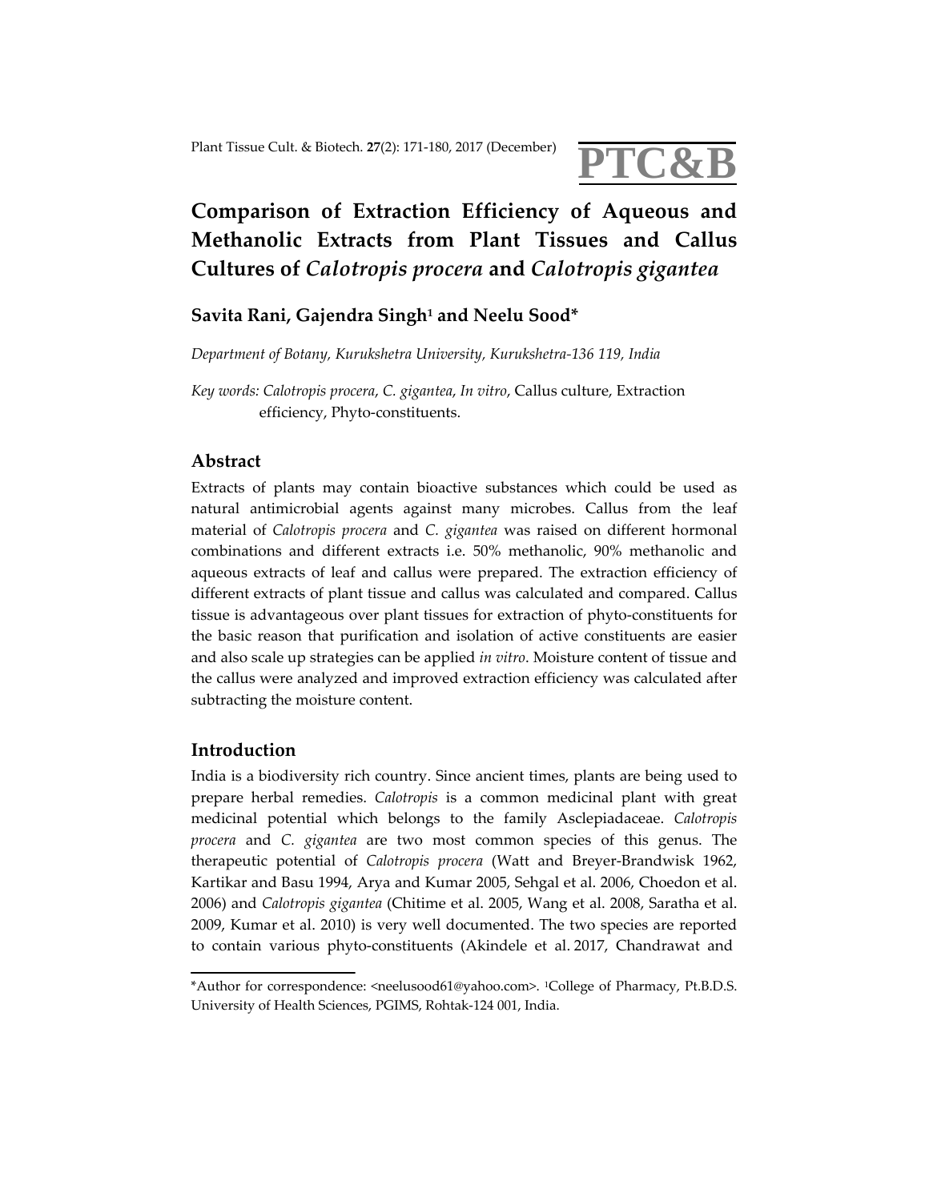# Comparison of Extraction Efficiency of Aqueous and Methanolic Extracts from Plant Tissues and Callus Cultures of *Calotropis procera* and *Calotropis gigantea*

**Savita Rani, Gajendra Singh[1] and Neelu Sood***

*Department of Botany, Kurukshetra University, Kurukshetra-136 119, India*

*Key words: Calotropis procera, C. gigantea, In vitro*, Callus culture, Extraction efficiency, Phyto-constituents.

## Abstract

Extracts of plants may contain bioactive substances which could be used as natural antimicrobial agents against many microbes. Callus from the leaf material of *Calotropis procera* and *C. gigantea* was raised on different hormonal combinations and different extracts i.e. 50% methanolic, 90% methanolic and aqueous extracts of leaf and callus were prepared. The extraction efficiency of different extracts of plant tissue and callus was calculated and compared. Callus tissue is advantageous over plant tissues for extraction of phyto-constituents for the basic reason that purification and isolation of active constituents are easier and also scale up strategies can be applied *in vitro*. Moisture content of tissue and the callus were analyzed and improved extraction efficiency was calculated after subtracting the moisture content.

## Introduction

India is a biodiversity rich country. Since ancient times, plants are being used to prepare herbal remedies. *Calotropis* is a common medicinal plant with great medicinal potential which belongs to the family Asclepiadaceae. *Calotropis procera* and *C. gigantea* are two most common species of this genus. The therapeutic potential of *Calotropis procera* (Watt and Breyer-Brandwisk 1962, Kartikar and Basu 1994, Arya and Kumar 2005, Sehgal et al. 2006, Choedon et al. 2006) and *Calotropis gigantea* (Chitime et al. 2005, Wang et al. 2008, Saratha et al. 2009, Kumar et al. 2010) is very well documented. The two species are reported to contain various phyto-constituents (Akindele et al. 2017, Chandrawat and

*Author for correspondence: <neelusood61@yahoo.com>. [1]College of Pharmacy, Pt.B.D.S. University of Health Sciences, PGIMS, Rohtak-124 001, India.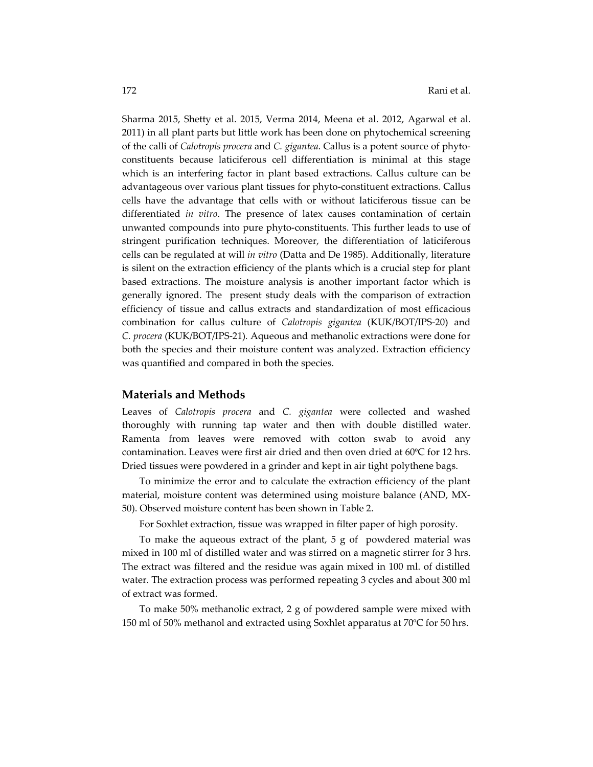Sharma 2015, Shetty et al. 2015, Verma 2014, Meena et al. 2012, Agarwal et al. 2011) in all plant parts but little work has been done on phytochemical screening of the calli of *Calotropis procera* and *C. gigantea*. Callus is a potent source of phyto-constituents because laticiferous cell differentiation is minimal at this stage which is an interfering factor in plant based extractions. Callus culture can be advantageous over various plant tissues for phyto-constituent extractions. Callus cells have the advantage that cells with or without laticiferous tissue can be differentiated *in vitro*. The presence of latex causes contamination of certain unwanted compounds into pure phyto-constituents. This further leads to use of stringent purification techniques. Moreover, the differentiation of laticiferous cells can be regulated at will *in vitro* (Datta and De 1985). Additionally, literature is silent on the extraction efficiency of the plants which is a crucial step for plant based extractions. The moisture analysis is another important factor which is generally ignored. The present study deals with the comparison of extraction efficiency of tissue and callus extracts and standardization of most efficacious combination for callus culture of *Calotropis gigantea* (KUK/BOT/IPS-20) and *C. procera* (KUK/BOT/IPS-21). Aqueous and methanolic extractions were done for both the species and their moisture content was analyzed. Extraction efficiency was quantified and compared in both the species.

## Materials and Methods

Leaves of *Calotropis procera* and *C. gigantea* were collected and washed thoroughly with running tap water and then with double distilled water. Ramenta from leaves were removed with cotton swab to avoid any contamination. Leaves were first air dried and then oven dried at 60ºC for 12 hrs. Dried tissues were powdered in a grinder and kept in air tight polythene bags.

To minimize the error and to calculate the extraction efficiency of the plant material, moisture content was determined using moisture balance (AND, MX-50). Observed moisture content has been shown in Table 2.

For Soxhlet extraction, tissue was wrapped in filter paper of high porosity.

To make the aqueous extract of the plant, 5 g of powdered material was mixed in 100 ml of distilled water and was stirred on a magnetic stirrer for 3 hrs. The extract was filtered and the residue was again mixed in 100 ml. of distilled water. The extraction process was performed repeating 3 cycles and about 300 ml of extract was formed.

To make 50% methanolic extract, 2 g of powdered sample were mixed with 150 ml of 50% methanol and extracted using Soxhlet apparatus at 70ºC for 50 hrs.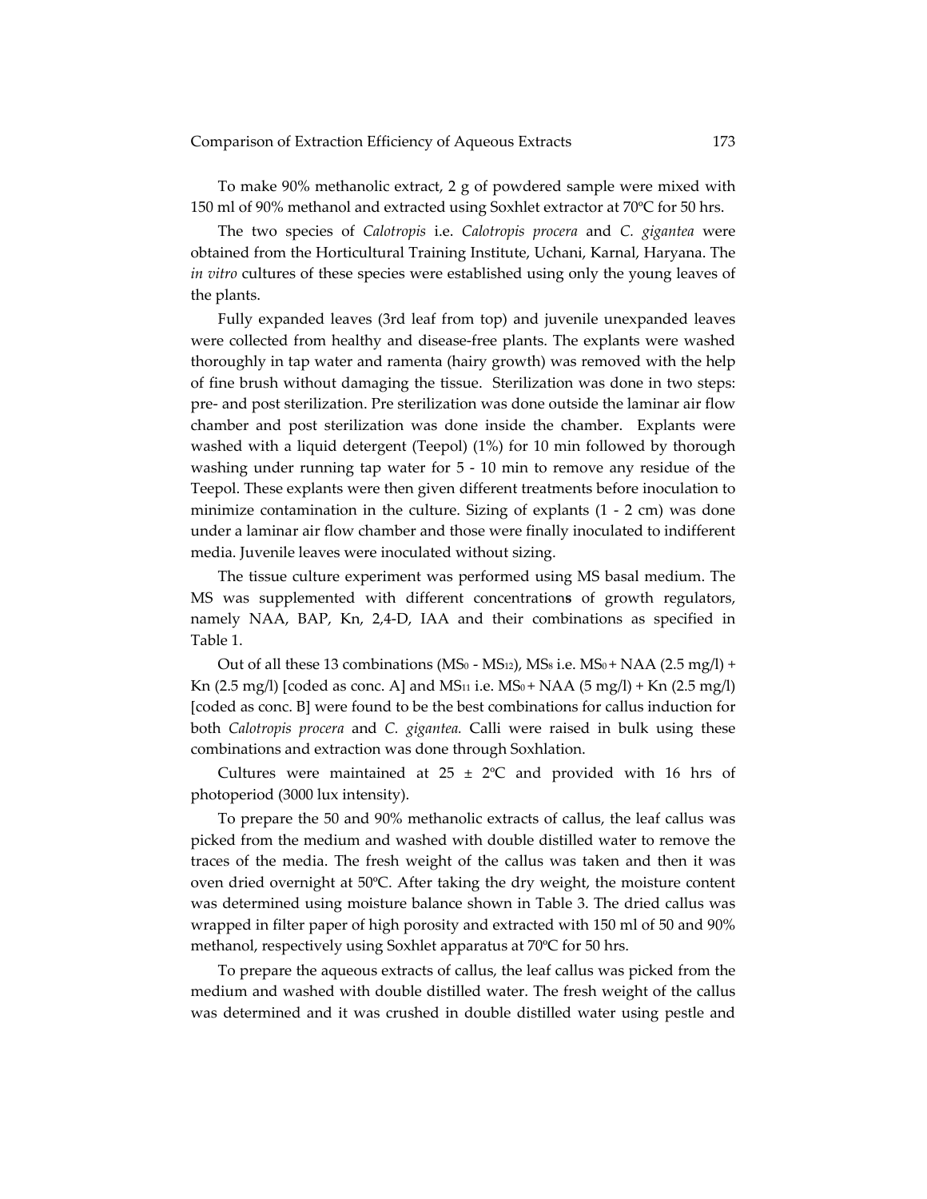To make 90% methanolic extract, 2 g of powdered sample were mixed with 150 ml of 90% methanol and extracted using Soxhlet extractor at 70ºC for 50 hrs.

The two species of *Calotropis* i.e. *Calotropis procera* and *C. gigantea* were obtained from the Horticultural Training Institute, Uchani, Karnal, Haryana. The *in vitro* cultures of these species were established using only the young leaves of the plants.

Fully expanded leaves (3rd leaf from top) and juvenile unexpanded leaves were collected from healthy and disease-free plants. The explants were washed thoroughly in tap water and ramenta (hairy growth) was removed with the help of fine brush without damaging the tissue. Sterilization was done in two steps: pre- and post sterilization. Pre sterilization was done outside the laminar air flow chamber and post sterilization was done inside the chamber. Explants were washed with a liquid detergent (Teepol) (1%) for 10 min followed by thorough washing under running tap water for 5 - 10 min to remove any residue of the Teepol. These explants were then given different treatments before inoculation to minimize contamination in the culture. Sizing of explants (1 - 2 cm) was done under a laminar air flow chamber and those were finally inoculated to indifferent media. Juvenile leaves were inoculated without sizing.

The tissue culture experiment was performed using MS basal medium. The MS was supplemented with different concentration**s** of growth regulators, namely NAA, BAP, Kn, 2,4-D, IAA and their combinations as specified in Table 1.

Out of all these 13 combinations ($MS_0$ - $MS_{12}$), $MS_8$ i.e. $MS_0$ + NAA (2.5 mg/l) + Kn (2.5 mg/l) [coded as conc. A] and $MS_{11}$ i.e. $MS_0$ + NAA (5 mg/l) + Kn (2.5 mg/l) [coded as conc. B] were found to be the best combinations for callus induction for both *Calotropis procera* and *C. gigantea.* Calli were raised in bulk using these combinations and extraction was done through Soxhlation.

Cultures were maintained at 25 ± 2ºC and provided with 16 hrs of photoperiod (3000 lux intensity).

To prepare the 50 and 90% methanolic extracts of callus, the leaf callus was picked from the medium and washed with double distilled water to remove the traces of the media. The fresh weight of the callus was taken and then it was oven dried overnight at 50ºC. After taking the dry weight, the moisture content was determined using moisture balance shown in Table 3. The dried callus was wrapped in filter paper of high porosity and extracted with 150 ml of 50 and 90% methanol, respectively using Soxhlet apparatus at 70ºC for 50 hrs.

To prepare the aqueous extracts of callus, the leaf callus was picked from the medium and washed with double distilled water. The fresh weight of the callus was determined and it was crushed in double distilled water using pestle and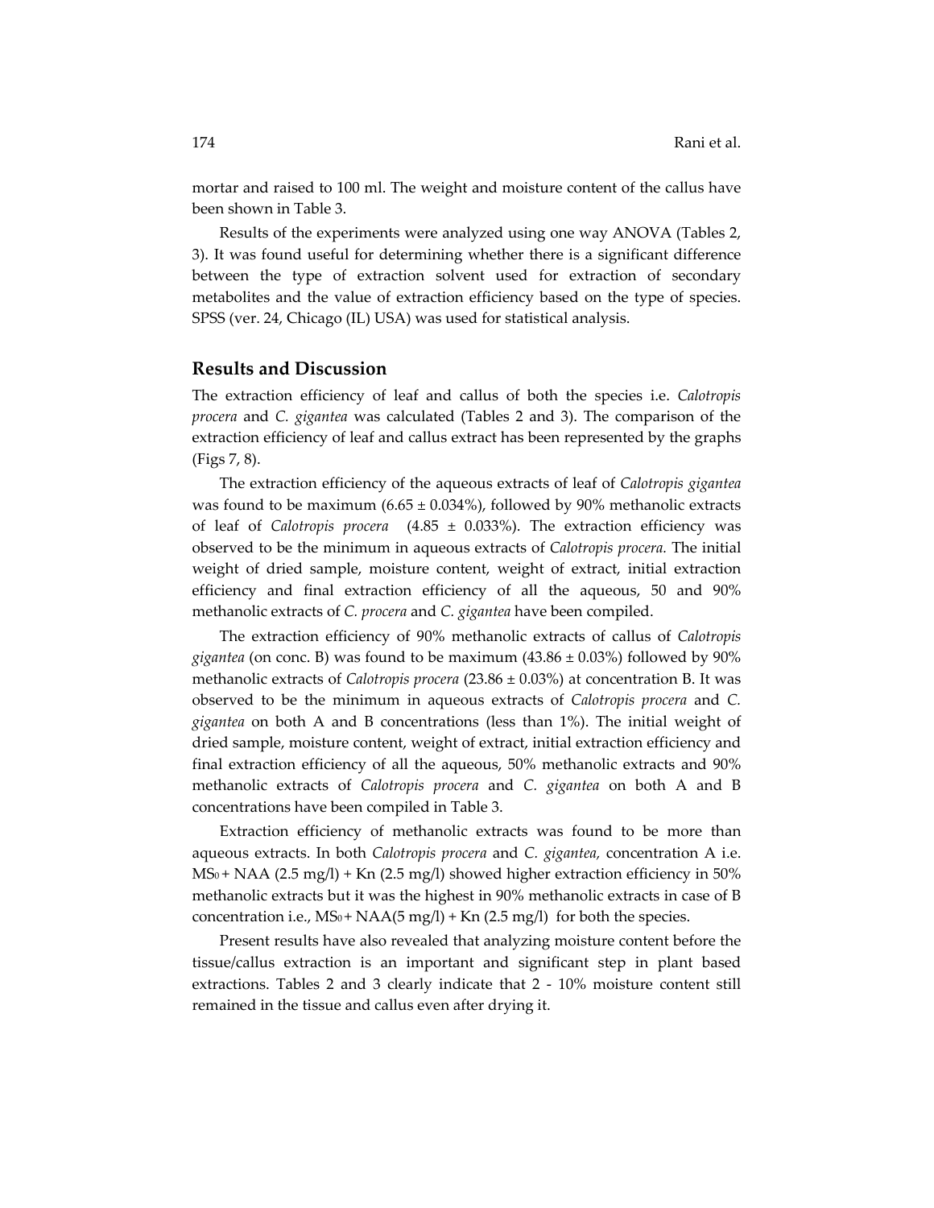mortar and raised to 100 ml. The weight and moisture content of the callus have been shown in Table 3.

Results of the experiments were analyzed using one way ANOVA (Tables 2, 3). It was found useful for determining whether there is a significant difference between the type of extraction solvent used for extraction of secondary metabolites and the value of extraction efficiency based on the type of species. SPSS (ver. 24, Chicago (IL) USA) was used for statistical analysis.

## Results and Discussion

The extraction efficiency of leaf and callus of both the species i.e. *Calotropis procera* and *C. gigantea* was calculated (Tables 2 and 3). The comparison of the extraction efficiency of leaf and callus extract has been represented by the graphs (Figs 7, 8).

The extraction efficiency of the aqueous extracts of leaf of *Calotropis gigantea* was found to be maximum (6.65 ± 0.034%), followed by 90% methanolic extracts of leaf of *Calotropis procera* (4.85 ± 0.033%). The extraction efficiency was observed to be the minimum in aqueous extracts of *Calotropis procera.* The initial weight of dried sample, moisture content, weight of extract, initial extraction efficiency and final extraction efficiency of all the aqueous, 50 and 90% methanolic extracts of *C. procera* and *C. gigantea* have been compiled.

The extraction efficiency of 90% methanolic extracts of callus of *Calotropis gigantea* (on conc. B) was found to be maximum (43.86 ± 0.03%) followed by 90% methanolic extracts of *Calotropis procera* (23.86 ± 0.03%) at concentration B. It was observed to be the minimum in aqueous extracts of *Calotropis procera* and *C. gigantea* on both A and B concentrations (less than 1%). The initial weight of dried sample, moisture content, weight of extract, initial extraction efficiency and final extraction efficiency of all the aqueous, 50% methanolic extracts and 90% methanolic extracts of *Calotropis procera* and *C. gigantea* on both A and B concentrations have been compiled in Table 3.

Extraction efficiency of methanolic extracts was found to be more than aqueous extracts. In both *Calotropis procera* and *C. gigantea,* concentration A i.e. $MS_0$ + NAA (2.5 mg/l) + Kn (2.5 mg/l) showed higher extraction efficiency in 50% methanolic extracts but it was the highest in 90% methanolic extracts in case of B concentration i.e., $MS_0$ + NAA(5 mg/l) + Kn (2.5 mg/l) for both the species.

Present results have also revealed that analyzing moisture content before the tissue/callus extraction is an important and significant step in plant based extractions. Tables 2 and 3 clearly indicate that 2 - 10% moisture content still remained in the tissue and callus even after drying it.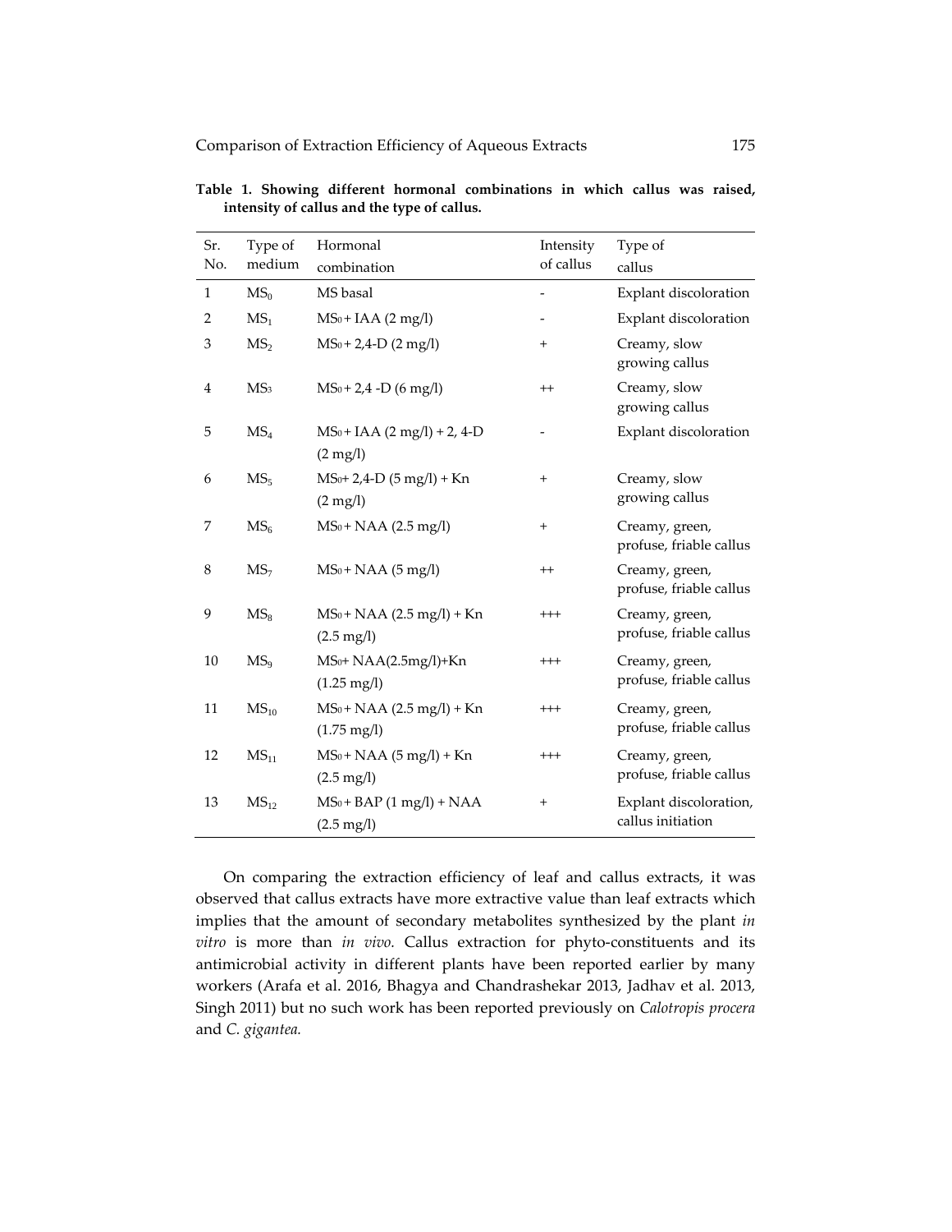**Table 1. Showing different hormonal combinations in which callus was raised, intensity of callus and the type of callus.**

| Sr. No. | Type of medium | Hormonal combination | Intensity of callus | Type of callus |
|---|---|---|---|---|
| 1 | $MS_0$ | MS basal | - | Explant discoloration |
| 2 | $MS_1$ | $MS_0$ + IAA (2 mg/l) | - | Explant discoloration |
| 3 | $MS_2$ | $MS_0$ + 2,4-D (2 mg/l) | + | Creamy, slow growing callus |
| 4 | $MS_3$ | $MS_0$ + 2,4 -D (6 mg/l) | ++ | Creamy, slow growing callus |
| 5 | $MS_4$ | $MS_0$ + IAA (2 mg/l) + 2, 4-D (2 mg/l) | - | Explant discoloration |
| 6 | $MS_5$ | $MS_0$+ 2,4-D (5 mg/l) + Kn (2 mg/l) | + | Creamy, slow growing callus |
| 7 | $MS_6$ | $MS_0$ + NAA (2.5 mg/l) | + | Creamy, green, profuse, friable callus |
| 8 | $MS_7$ | $MS_0$ + NAA (5 mg/l) | ++ | Creamy, green, profuse, friable callus |
| 9 | $MS_8$ | $MS_0$ + NAA (2.5 mg/l) + Kn (2.5 mg/l) | +++ | Creamy, green, profuse, friable callus |
| 10 | $MS_9$ | $MS_0$+ NAA(2.5mg/l)+Kn (1.25 mg/l) | +++ | Creamy, green, profuse, friable callus |
| 11 | $MS_{10}$ | $MS_0$ + NAA (2.5 mg/l) + Kn (1.75 mg/l) | +++ | Creamy, green, profuse, friable callus |
| 12 | $MS_{11}$ | $MS_0$ + NAA (5 mg/l) + Kn (2.5 mg/l) | +++ | Creamy, green, profuse, friable callus |
| 13 | $MS_{12}$ | $MS_0$ + BAP (1 mg/l) + NAA (2.5 mg/l) | + | Explant discoloration, callus initiation |

On comparing the extraction efficiency of leaf and callus extracts, it was observed that callus extracts have more extractive value than leaf extracts which implies that the amount of secondary metabolites synthesized by the plant *in vitro* is more than *in vivo.* Callus extraction for phyto-constituents and its antimicrobial activity in different plants have been reported earlier by many workers (Arafa et al. 2016, Bhagya and Chandrashekar 2013, Jadhav et al. 2013, Singh 2011) but no such work has been reported previously on *Calotropis procera* and *C. gigantea.*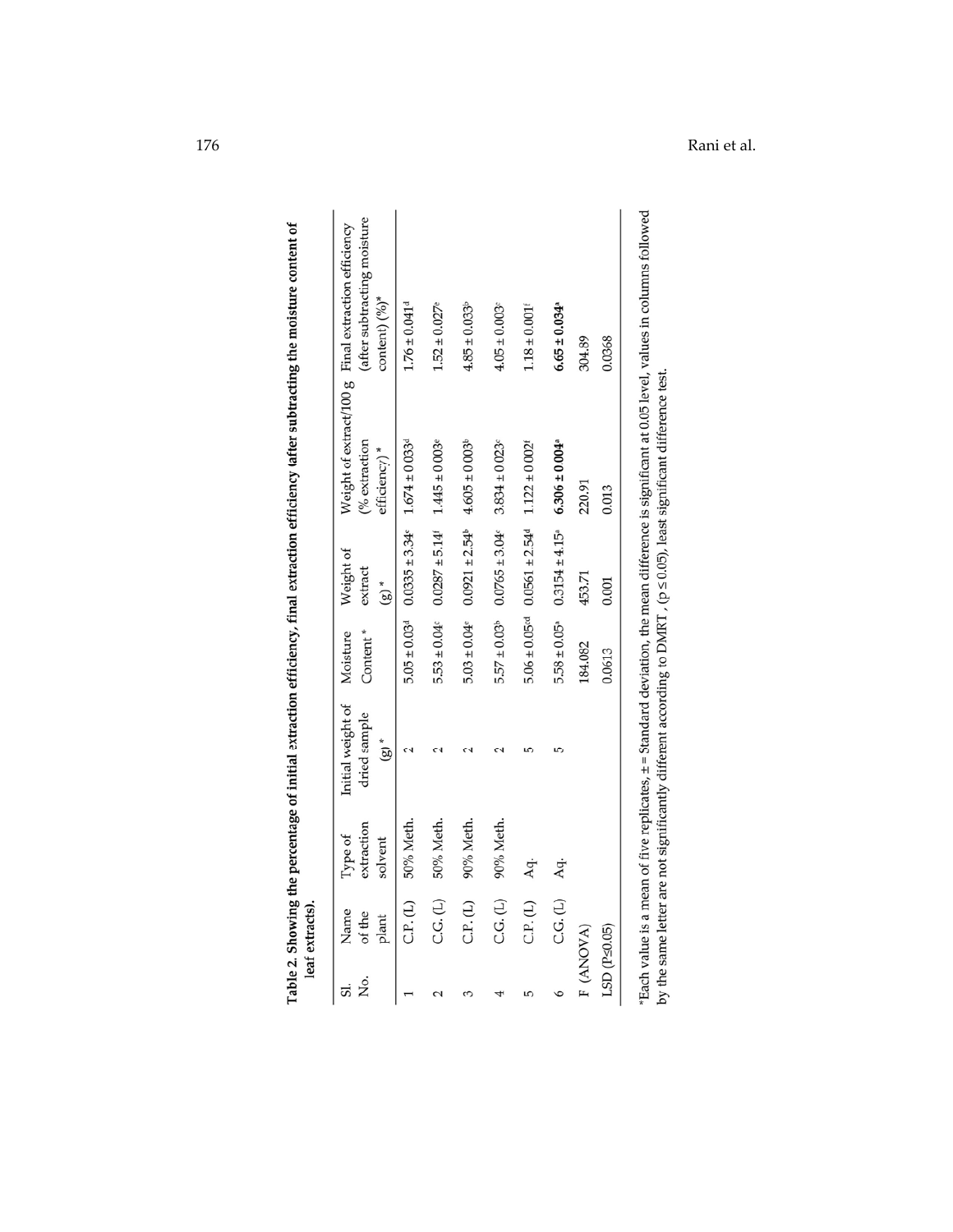**Table 2. Showing the percentage of initial extraction efficiency, final extraction efficiency (after subtracting the moisture content of leaf extracts).**

| Sl. No. | Name of the plant | Type of extraction solvent | Initial weight of dried sample (g) * | Moisture Content * | Weight of extract (g) * | Weight of extract/100 g (% extraction efficiency) * | Final extraction efficiency (after subtracting moisture content) (%)* |
|---|---|---|---|---|---|---|---|
| 1 | C.P. (L) | 50% Meth. | 2 | 5.05 ± 0.03[d] | 0.0335 ± 3.34[e] | 1.674 ± 0.033[d] | 1.76 ± 0.041[d] |
| 2 | C.G. (L) | 50% Meth. | 2 | 5.53 ± 0.04[c] | 0.0287 ± 5.14[f] | 1.445 ± 0.003[e] | 1.52 ± 0.027[e] |
| 3 | C.P. (L) | 90% Meth. | 2 | 5.03 ± 0.04[e] | 0.0921 ± 2.54[b] | 4.605 ± 0.003[b] | 4.85 ± 0.033[b] |
| 4 | C.G. (L) | 90% Meth. | 2 | 5.57 ± 0.03[b] | 0.0765 ± 3.04[c] | 3.834 ± 0.023[c] | 4.05 ± 0.003[c] |
| 5 | C.P. (L) | Aq. | 5 | 5.06 ± 0.05[cd] | 0.0561 ± 2.54[d] | 1.122 ± 0.002[f] | 1.18 ± 0.001[f] |
| 6 | C.G. (L) | Aq. | 5 | 5.58 ± 0.05[a] | 0.3154 ± 4.15[a] | **6.306 ± 0.004[a]** | **6.65 ± 0.034[a]** |
| F (ANOVA) | | | | 184.082 | 453.71 | 220.91 | 304.89 |
| LSD (P≤0.05) | | | | 0.0613 | 0.001 | 0.013 | 0.0368 |

*Each value is a mean of five replicates, ± = Standard deviation, the mean difference is significant at 0.05 level, values in columns followed by the same letter are not significantly different according to DMRT, ($p \leq 0.05$), least significant difference test.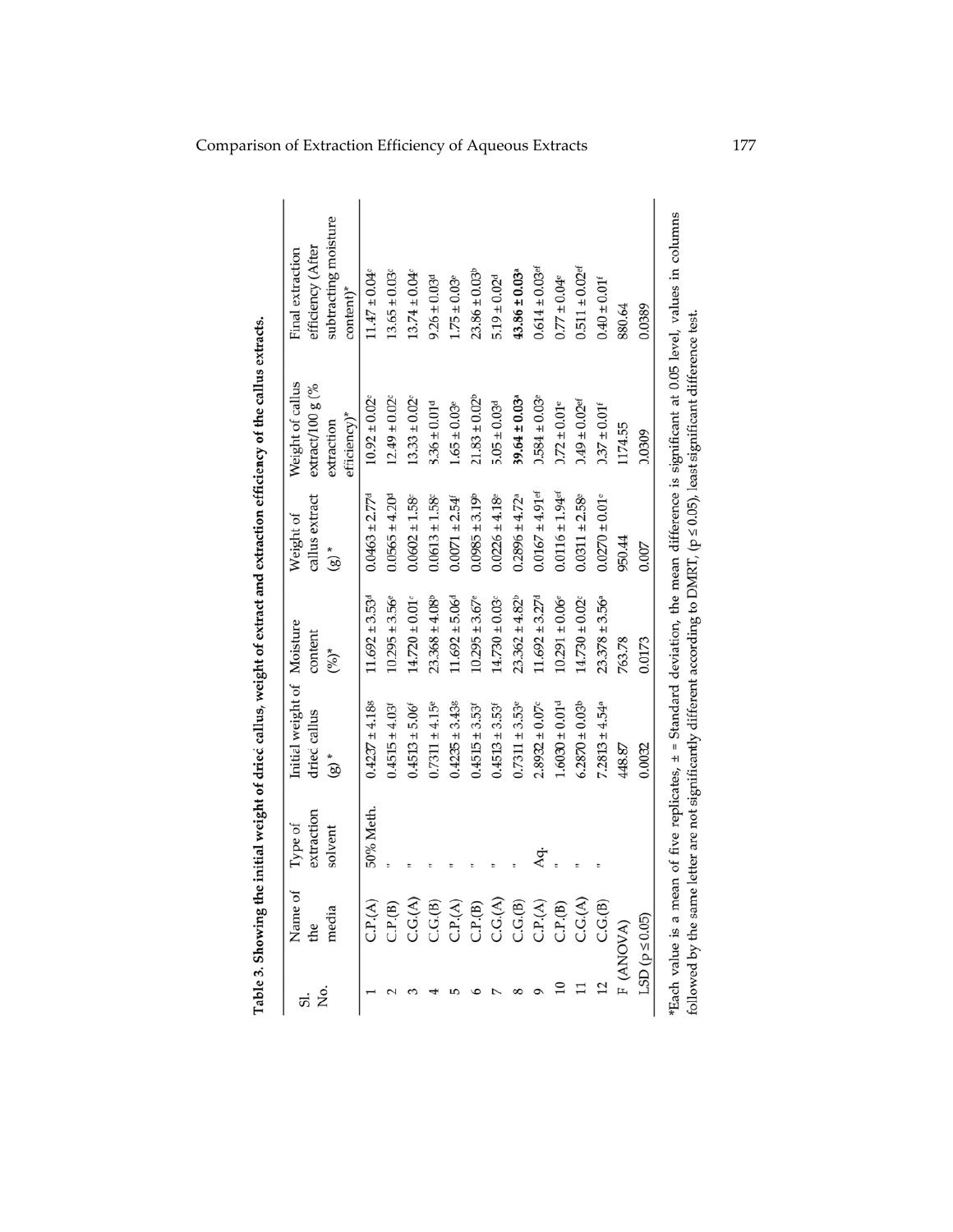**Table 3. Showing the initial weight of dried callus, weight of extract and extraction efficiency of the callus extracts.**

| Sl. No. | Name of the media | Type of extraction solvent | Initial weight of dried callus (g) * | Moisture content (%)* | Weight of callus extract (g) * | Weight of callus extract/100 g (% extraction efficiency)* | Final extraction efficiency (After subtracting moisture content)* |
|---|---|---|---|---|---|---|---|
| 1 | C.P.(A) | 50% Meth. | 0.4237 ± 4.18[g] | 11.692 ± 3.53[d] | 0.0463 ± 2.77[d] | 10.92 ± 0.02[c] | 11.47 ± 0.04[c] |
| 2 | C.P.(B) | " | 0.4515 ± 4.03[f] | 10.295 ± 3.56[e] | 0.0565 ± 4.20[d] | 12.49 ± 0.02[c] | 13.65 ± 0.03[c] |
| 3 | C.G.(A) | " | 0.4513 ± 5.06[f] | 14.720 ± 0.01[c] | 0.0602 ± 1.58[c] | 13.33 ± 0.02[c] | 13.74 ± 0.04[c] |
| 4 | C.G.(B) | " | 0.7311 ± 4.15[e] | 23.368 ± 4.08[b] | 0.0613 ± 1.58[c] | 8.36 ± 0.01[d] | 9.26 ± 0.03[d] |
| 5 | C.P.(A) | " | 0.4235 ± 3.43[g] | 11.692 ± 5.06[d] | 0.0071 ± 2.54[f] | 1.65 ± 0.03[e] | 1.75 ± 0.03[e] |
| 6 | C.P.(B) | " | 0.4515 ± 3.53[f] | 10.295 ± 3.67[e] | 0.0985 ± 3.19[b] | 21.83 ± 0.02[b] | 23.86 ± 0.03[b] |
| 7 | C.G.(A) | " | 0.4513 ± 3.53[f] | 14.730 ± 0.03[c] | 0.0226 ± 4.18[e] | 5.05 ± 0.03[d] | 5.19 ± 0.02[d] |
| 8 | C.G.(B) | " | 0.7311 ± 3.53[e] | 23.362 ± 4.82[b] | 0.2896 ± 4.72[a] | **39.64 ± 0.03[a]** | **43.86 ± 0.03[a]** |
| 9 | C.P.(A) | Aq. | 2.8932 ± 0.07[c] | 11.692 ± 3.27[d] | 0.0167 ± 4.91[ef] | 0.584 ± 0.03[e] | 0.614 ± 0.03[ef] |
| 10 | C.P.(B) | " | 1.6030 ± 0.01[d] | 10.291 ± 0.06[e] | 0.0116 ± 1.94[ef] | 0.72 ± 0.01[e] | 0.77 ± 0.04[e] |
| 11 | C.G.(A) | " | 6.2870 ± 0.03[b] | 14.730 ± 0.02[c] | 0.0311 ± 2.58[e] | 0.49 ± 0.02[ef] | 0.511 ± 0.02[ef] |
| 12 | C.G.(B) | " | 7.2813 ± 4.54[a] | 23.378 ± 3.56[a] | 0.0270 ± 0.01[e] | 0.37 ± 0.01[f] | 0.40 ± 0.01[f] |
| F (ANOVA) | | | 448.87 | 763.78 | 950.44 | 1174.55 | 880.64 |
| LSD ($p \leq 0.05$) | | | 0.0032 | 0.0173 | 0.007 | 0.0309 | 0.0389 |

*Each value is a mean of five replicates, ± = Standard deviation, the mean difference is significant at 0.05 level, values in columns followed by the same letter are not significantly different according to DMRT, ($p \leq 0.05$), least significant difference test.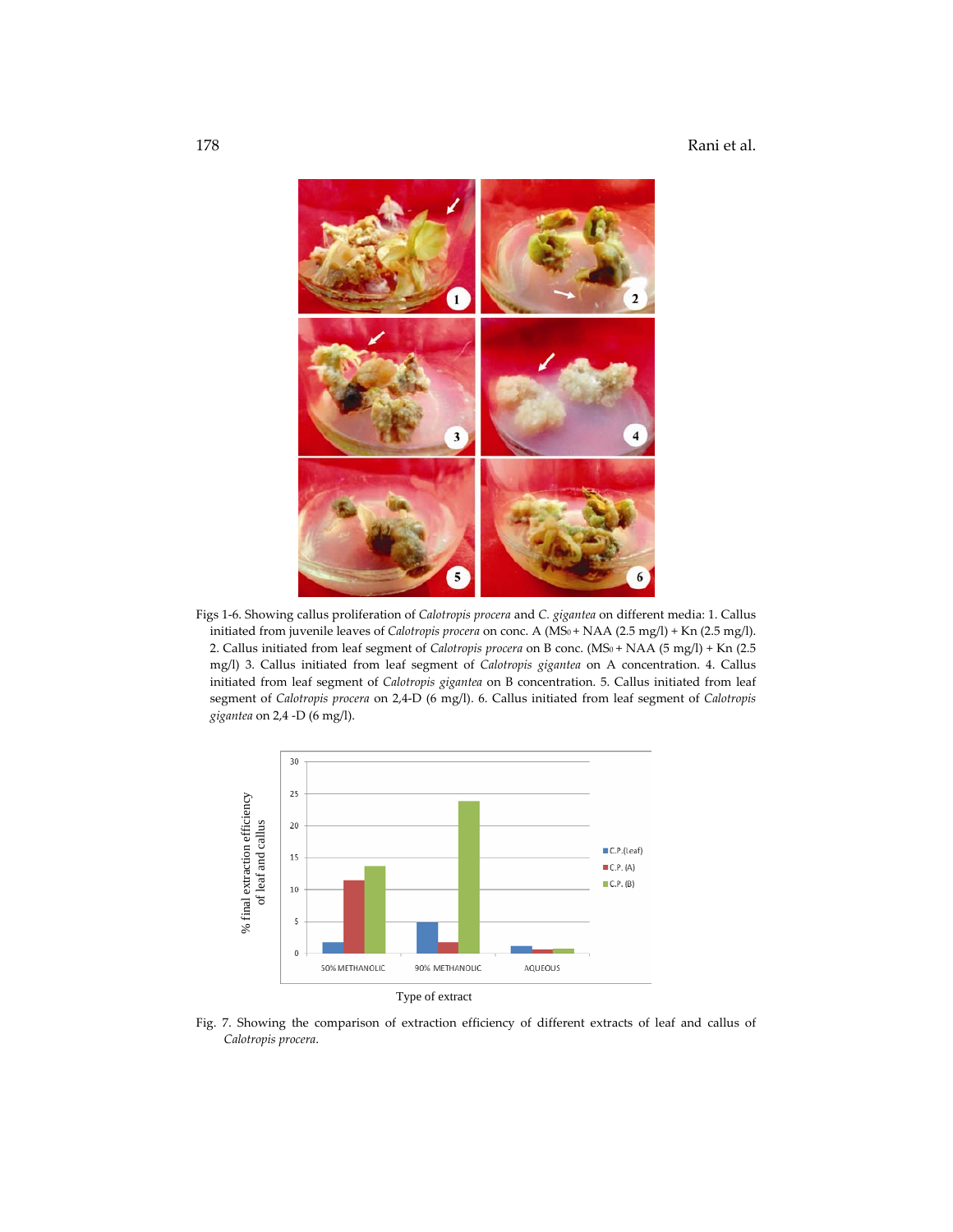Figs 1-6. Showing callus proliferation of *Calotropis procera* and *C. gigantea* on different media: 1. Callus initiated from juvenile leaves of *Calotropis procera* on conc. A ($MS_0$ + NAA (2.5 mg/l) + Kn (2.5 mg/l). 2. Callus initiated from leaf segment of *Calotropis procera* on B conc. ($MS_0$ + NAA (5 mg/l) + Kn (2.5 mg/l) 3. Callus initiated from leaf segment of *Calotropis gigantea* on A concentration. 4. Callus initiated from leaf segment of *Calotropis gigantea* on B concentration. 5. Callus initiated from leaf segment of *Calotropis procera* on 2,4-D (6 mg/l). 6. Callus initiated from leaf segment of *Calotropis gigantea* on 2,4 -D (6 mg/l).

Fig. 7. Showing the comparison of extraction efficiency of different extracts of leaf and callus of *Calotropis procera*.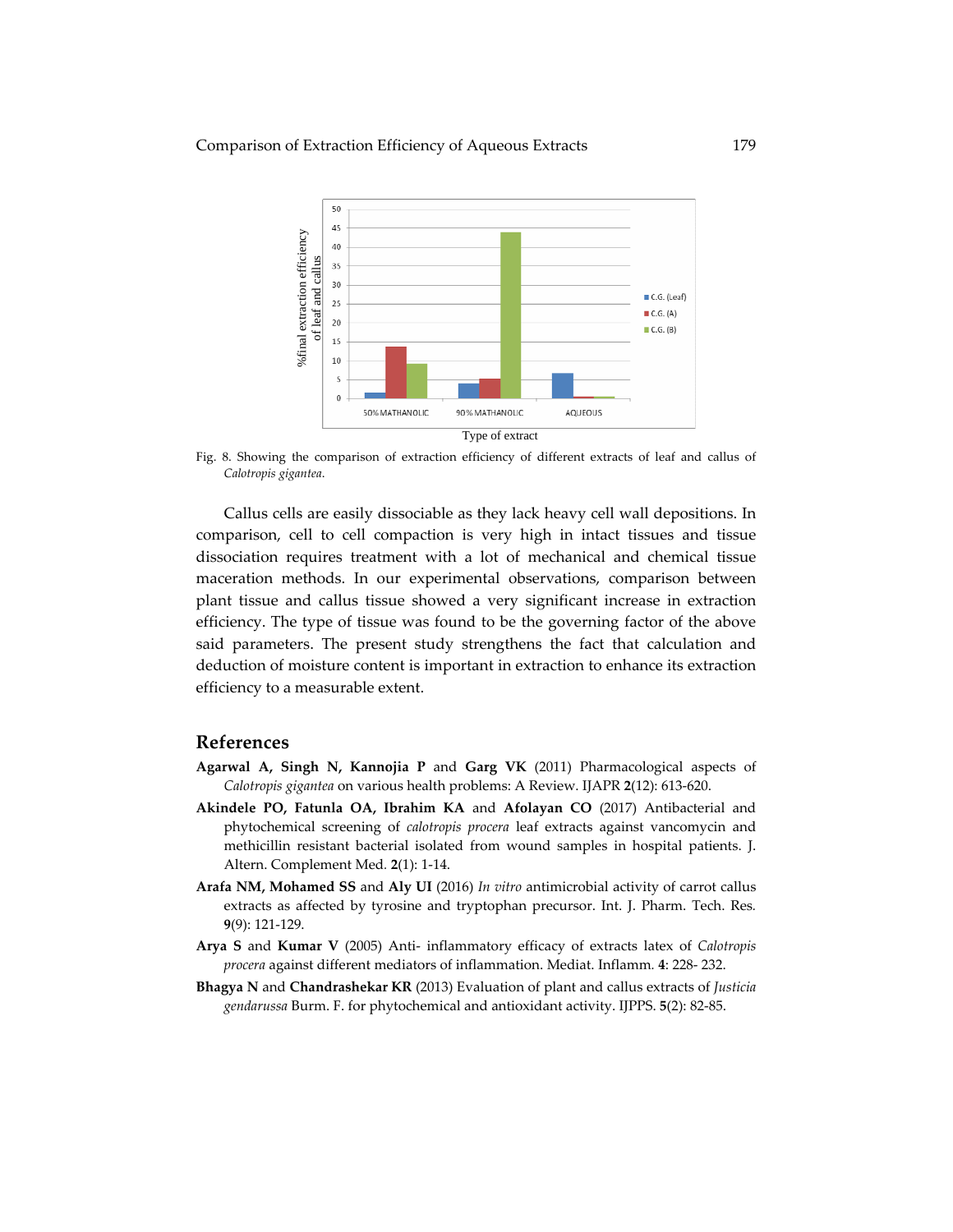Fig. 8. Showing the comparison of extraction efficiency of different extracts of leaf and callus of *Calotropis gigantea*.

Callus cells are easily dissociable as they lack heavy cell wall depositions. In comparison, cell to cell compaction is very high in intact tissues and tissue dissociation requires treatment with a lot of mechanical and chemical tissue maceration methods. In our experimental observations, comparison between plant tissue and callus tissue showed a very significant increase in extraction efficiency. The type of tissue was found to be the governing factor of the above said parameters. The present study strengthens the fact that calculation and deduction of moisture content is important in extraction to enhance its extraction efficiency to a measurable extent.

## References

**Agarwal A, Singh N, Kannojia P** and **Garg VK** (2011) Pharmacological aspects of *Calotropis gigantea* on various health problems: A Review. IJAPR **2**(12): 613-620.

**Akindele PO, Fatunla OA, Ibrahim KA** and **Afolayan CO** (2017) Antibacterial and phytochemical screening of *calotropis procera* leaf extracts against vancomycin and methicillin resistant bacterial isolated from wound samples in hospital patients. J. Altern. Complement Med. **2**(1): 1-14.

**Arafa NM, Mohamed SS** and **Aly UI** (2016) *In vitro* antimicrobial activity of carrot callus extracts as affected by tyrosine and tryptophan precursor. Int. J. Pharm. Tech. Res. **9**(9): 121-129.

**Arya S** and **Kumar V** (2005) Anti- inflammatory efficacy of extracts latex of *Calotropis procera* against different mediators of inflammation. Mediat. Inflamm. **4**: 228- 232.

**Bhagya N** and **Chandrashekar KR** (2013) Evaluation of plant and callus extracts of *Justicia gendarussa* Burm. F. for phytochemical and antioxidant activity. IJPPS. **5**(2): 82-85.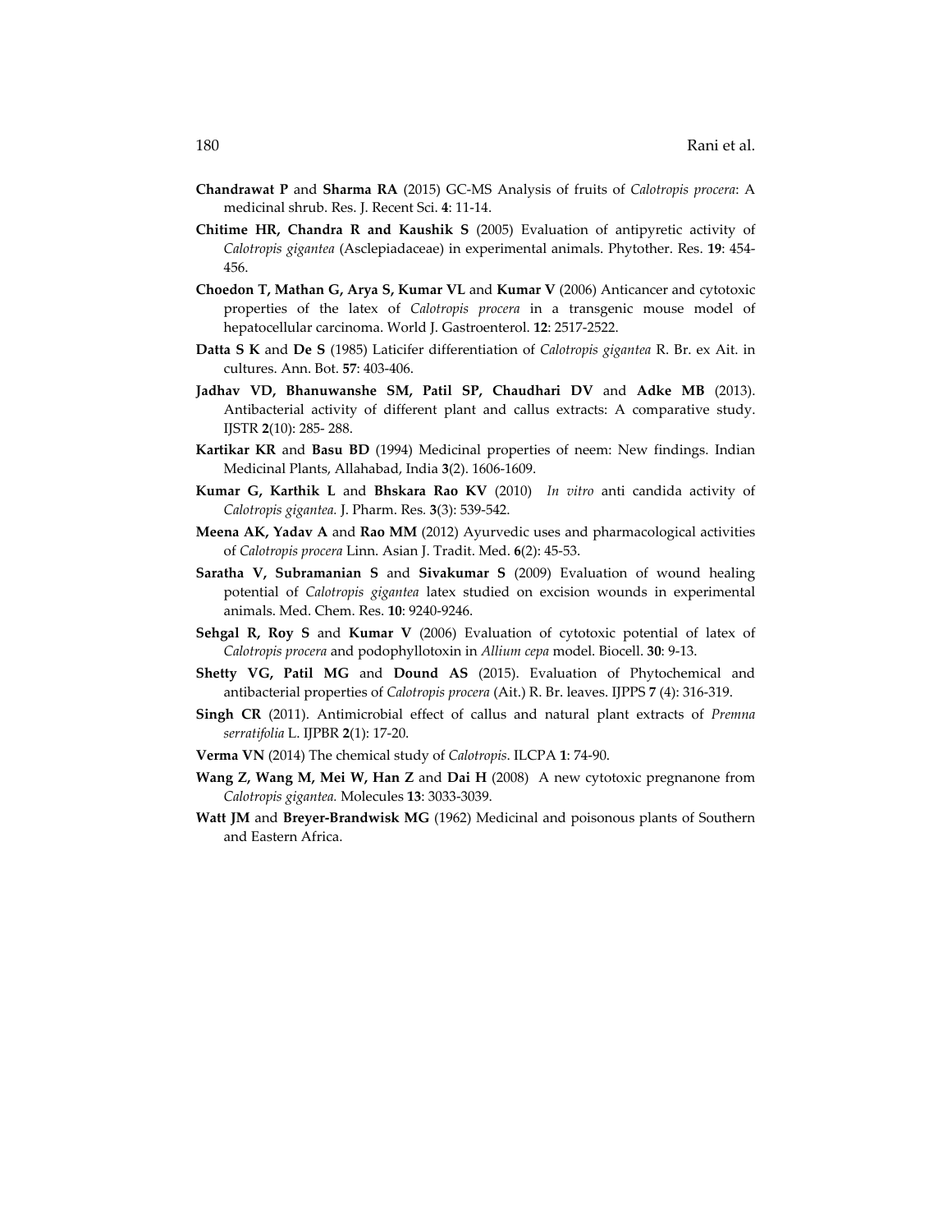**Chandrawat P** and **Sharma RA** (2015) GC-MS Analysis of fruits of *Calotropis procera*: A medicinal shrub. Res. J. Recent Sci. **4**: 11-14.

**Chitime HR, Chandra R and Kaushik S** (2005) Evaluation of antipyretic activity of *Calotropis gigantea* (Asclepiadaceae) in experimental animals. Phytother. Res. **19**: 454-456.

**Choedon T, Mathan G, Arya S, Kumar VL** and **Kumar V** (2006) Anticancer and cytotoxic properties of the latex of *Calotropis procera* in a transgenic mouse model of hepatocellular carcinoma. World J. Gastroenterol. **12**: 2517-2522.

**Datta S K** and **De S** (1985) Laticifer differentiation of *Calotropis gigantea* R. Br. ex Ait. in cultures. Ann. Bot. **57**: 403-406.

**Jadhav VD, Bhanuwanshe SM, Patil SP, Chaudhari DV** and **Adke MB** (2013). Antibacterial activity of different plant and callus extracts: A comparative study. IJSTR **2**(10): 285- 288.

**Kartikar KR** and **Basu BD** (1994) Medicinal properties of neem: New findings. Indian Medicinal Plants, Allahabad, India **3**(2). 1606-1609.

**Kumar G, Karthik L** and **Bhskara Rao KV** (2010) *In vitro* anti candida activity of *Calotropis gigantea.* J. Pharm. Res. **3**(3): 539-542.

**Meena AK, Yadav A** and **Rao MM** (2012) Ayurvedic uses and pharmacological activities of *Calotropis procera* Linn. Asian J. Tradit. Med. **6**(2): 45-53.

**Saratha V, Subramanian S** and **Sivakumar S** (2009) Evaluation of wound healing potential of *Calotropis gigantea* latex studied on excision wounds in experimental animals. Med. Chem. Res. **10**: 9240-9246.

**Sehgal R, Roy S** and **Kumar V** (2006) Evaluation of cytotoxic potential of latex of *Calotropis procera* and podophyllotoxin in *Allium cepa* model. Biocell. **30**: 9-13.

**Shetty VG, Patil MG** and **Dound AS** (2015). Evaluation of Phytochemical and antibacterial properties of *Calotropis procera* (Ait.) R. Br. leaves. IJPPS **7** (4): 316-319.

**Singh CR** (2011). Antimicrobial effect of callus and natural plant extracts of *Premna serratifolia* L. IJPBR **2**(1): 17-20.

**Verma VN** (2014) The chemical study of *Calotropis*. ILCPA **1**: 74-90.

**Wang Z, Wang M, Mei W, Han Z** and **Dai H** (2008) A new cytotoxic pregnanone from *Calotropis gigantea.* Molecules **13**: 3033-3039.

**Watt JM** and **Breyer-Brandwisk MG** (1962) Medicinal and poisonous plants of Southern and Eastern Africa.